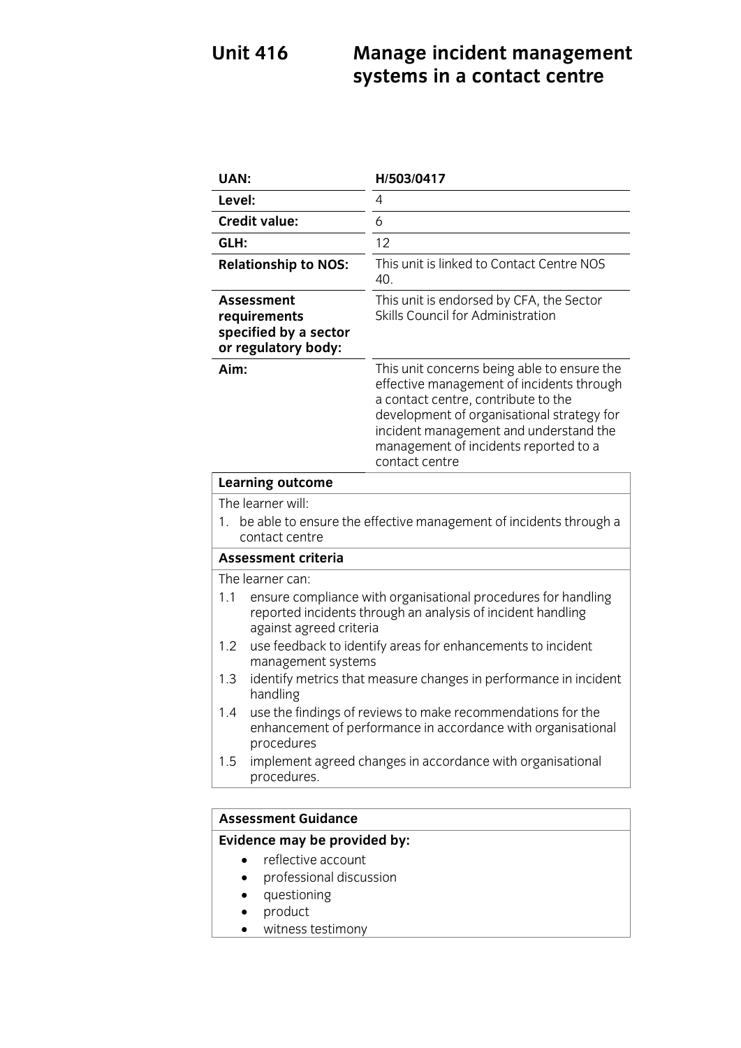# Unit 416 Manage incident management systems in a contact centre

| | |
|---|---|
| **UAN:** | **H/503/0417** |
| **Level:** | 4 |
| **Credit value:** | 6 |
| **GLH:** | 12 |
| **Relationship to NOS:** | This unit is linked to Contact Centre NOS 40. |
| **Assessment requirements specified by a sector or regulatory body:** | This unit is endorsed by CFA, the Sector Skills Council for Administration |
| **Aim:** | This unit concerns being able to ensure the effective management of incidents through a contact centre, contribute to the development of organisational strategy for incident management and understand the management of incidents reported to a contact centre |

**Learning outcome**

The learner will:

1. be able to ensure the effective management of incidents through a contact centre

**Assessment criteria**

The learner can:

1.1 ensure compliance with organisational procedures for handling reported incidents through an analysis of incident handling against agreed criteria

1.2 use feedback to identify areas for enhancements to incident management systems

1.3 identify metrics that measure changes in performance in incident handling

1.4 use the findings of reviews to make recommendations for the enhancement of performance in accordance with organisational procedures

1.5 implement agreed changes in accordance with organisational procedures.

**Assessment Guidance**

**Evidence may be provided by:**

- reflective account
- professional discussion
- questioning
- product
- witness testimony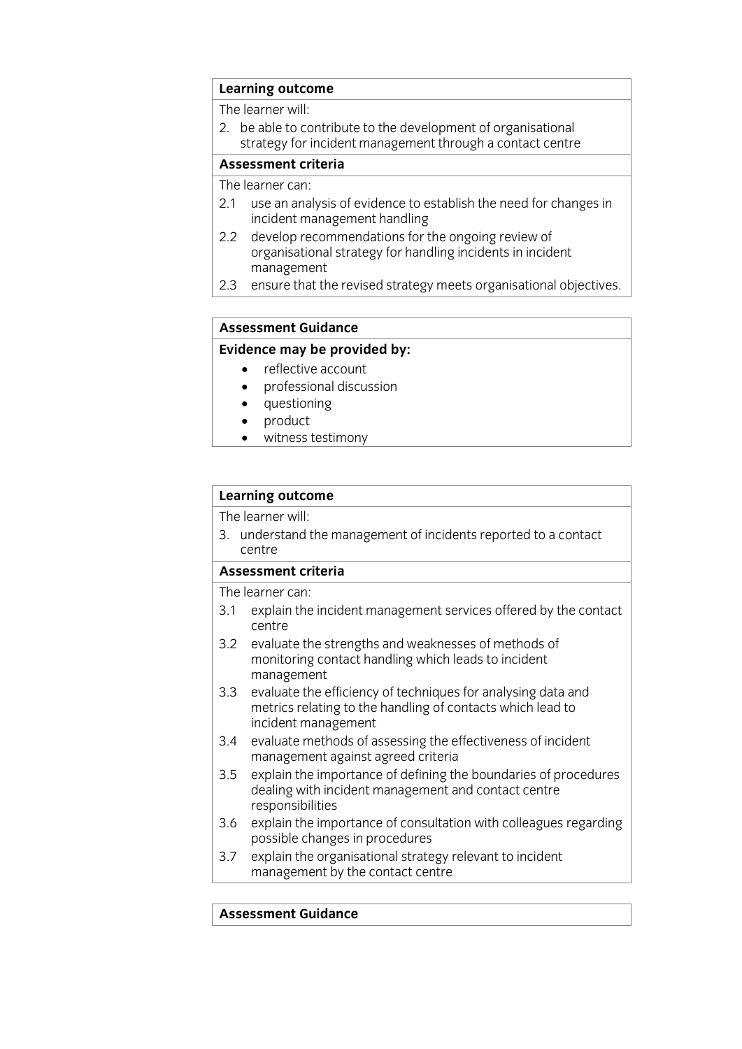| **Learning outcome** |
|---|
| The learner will: |
| 2. be able to contribute to the development of organisational strategy for incident management through a contact centre |
| **Assessment criteria** |
| The learner can: |
| 2.1 use an analysis of evidence to establish the need for changes in incident management handling |
| 2.2 develop recommendations for the ongoing review of organisational strategy for handling incidents in incident management |
| 2.3 ensure that the revised strategy meets organisational objectives. |

| **Assessment Guidance** |
|---|
| **Evidence may be provided by:** |
| • reflective account |
| • professional discussion |
| • questioning |
| • product |
| • witness testimony |

| **Learning outcome** |
|---|
| The learner will: |
| 3. understand the management of incidents reported to a contact centre |
| **Assessment criteria** |
| The learner can: |
| 3.1 explain the incident management services offered by the contact centre |
| 3.2 evaluate the strengths and weaknesses of methods of monitoring contact handling which leads to incident management |
| 3.3 evaluate the efficiency of techniques for analysing data and metrics relating to the handling of contacts which lead to incident management |
| 3.4 evaluate methods of assessing the effectiveness of incident management against agreed criteria |
| 3.5 explain the importance of defining the boundaries of procedures dealing with incident management and contact centre responsibilities |
| 3.6 explain the importance of consultation with colleagues regarding possible changes in procedures |
| 3.7 explain the organisational strategy relevant to incident management by the contact centre |

| **Assessment Guidance** |
|---|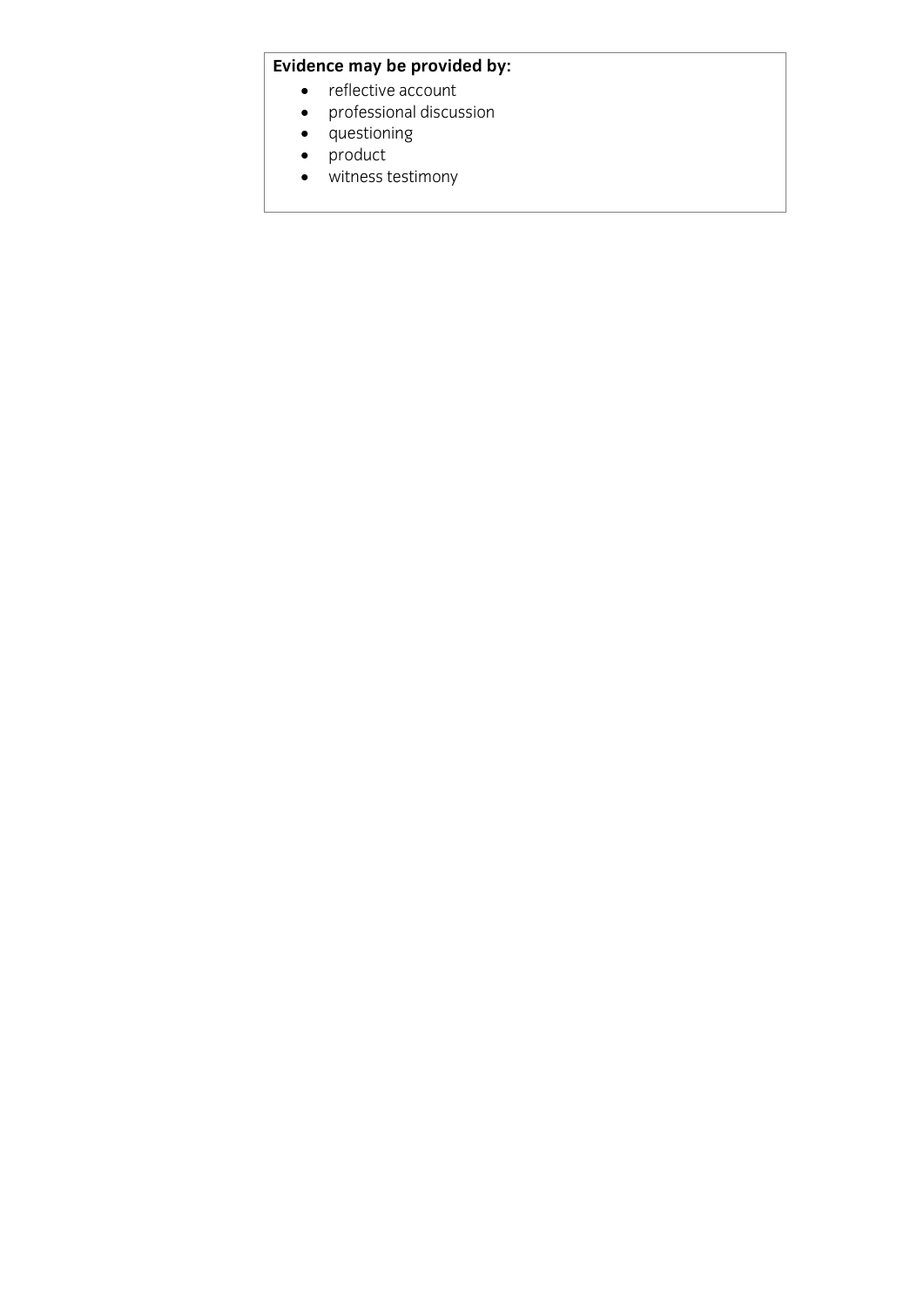**Evidence may be provided by:**

- reflective account
- professional discussion
- questioning
- product
- witness testimony